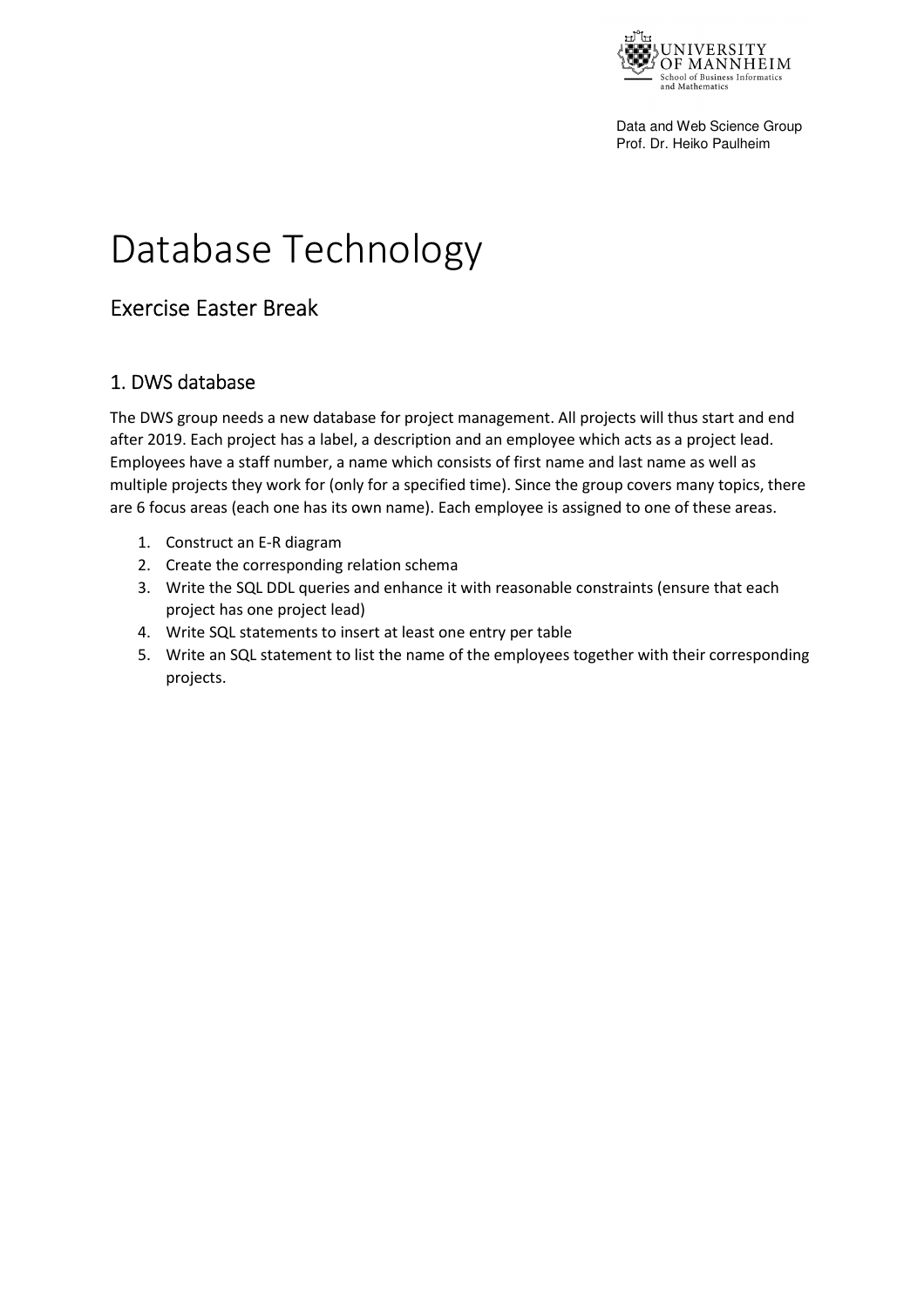Data and Web Science Group
Prof. Dr. Heiko Paulheim

# Database Technology

## Exercise Easter Break

### 1. DWS database

The DWS group needs a new database for project management. All projects will thus start and end after 2019. Each project has a label, a description and an employee which acts as a project lead. Employees have a staff number, a name which consists of first name and last name as well as multiple projects they work for (only for a specified time). Since the group covers many topics, there are 6 focus areas (each one has its own name). Each employee is assigned to one of these areas.

1. Construct an E-R diagram
2. Create the corresponding relation schema
3. Write the SQL DDL queries and enhance it with reasonable constraints (ensure that each project has one project lead)
4. Write SQL statements to insert at least one entry per table
5. Write an SQL statement to list the name of the employees together with their corresponding projects.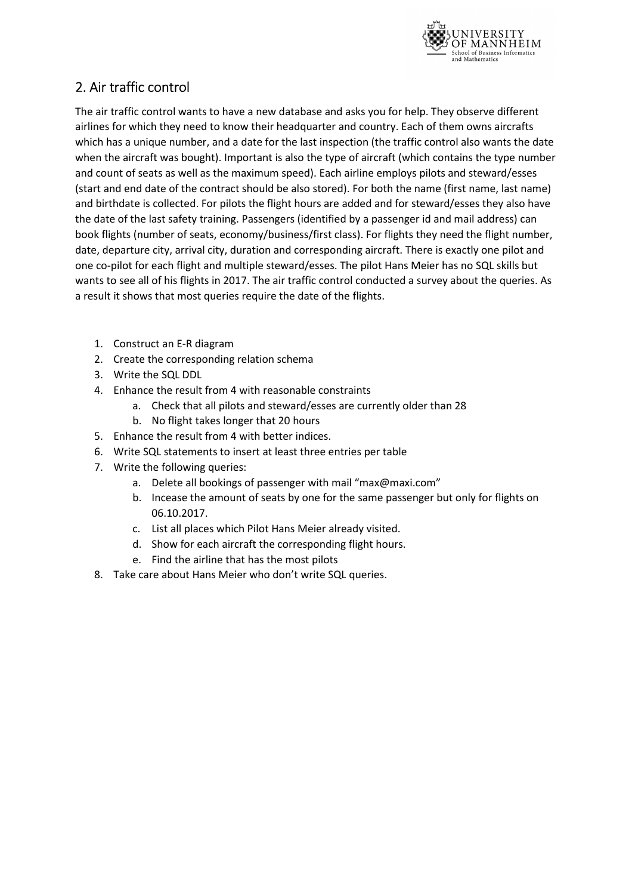## 2. Air traffic control

The air traffic control wants to have a new database and asks you for help. They observe different airlines for which they need to know their headquarter and country. Each of them owns aircrafts which has a unique number, and a date for the last inspection (the traffic control also wants the date when the aircraft was bought). Important is also the type of aircraft (which contains the type number and count of seats as well as the maximum speed). Each airline employs pilots and steward/esses (start and end date of the contract should be also stored). For both the name (first name, last name) and birthdate is collected. For pilots the flight hours are added and for steward/esses they also have the date of the last safety training. Passengers (identified by a passenger id and mail address) can book flights (number of seats, economy/business/first class). For flights they need the flight number, date, departure city, arrival city, duration and corresponding aircraft. There is exactly one pilot and one co-pilot for each flight and multiple steward/esses. The pilot Hans Meier has no SQL skills but wants to see all of his flights in 2017. The air traffic control conducted a survey about the queries. As a result it shows that most queries require the date of the flights.

1. Construct an E-R diagram
2. Create the corresponding relation schema
3. Write the SQL DDL
4. Enhance the result from 4 with reasonable constraints
    a. Check that all pilots and steward/esses are currently older than 28
    b. No flight takes longer that 20 hours
5. Enhance the result from 4 with better indices.
6. Write SQL statements to insert at least three entries per table
7. Write the following queries:
    a. Delete all bookings of passenger with mail “max@maxi.com”
    b. Incease the amount of seats by one for the same passenger but only for flights on 06.10.2017.
    c. List all places which Pilot Hans Meier already visited.
    d. Show for each aircraft the corresponding flight hours.
    e. Find the airline that has the most pilots
8. Take care about Hans Meier who don’t write SQL queries.